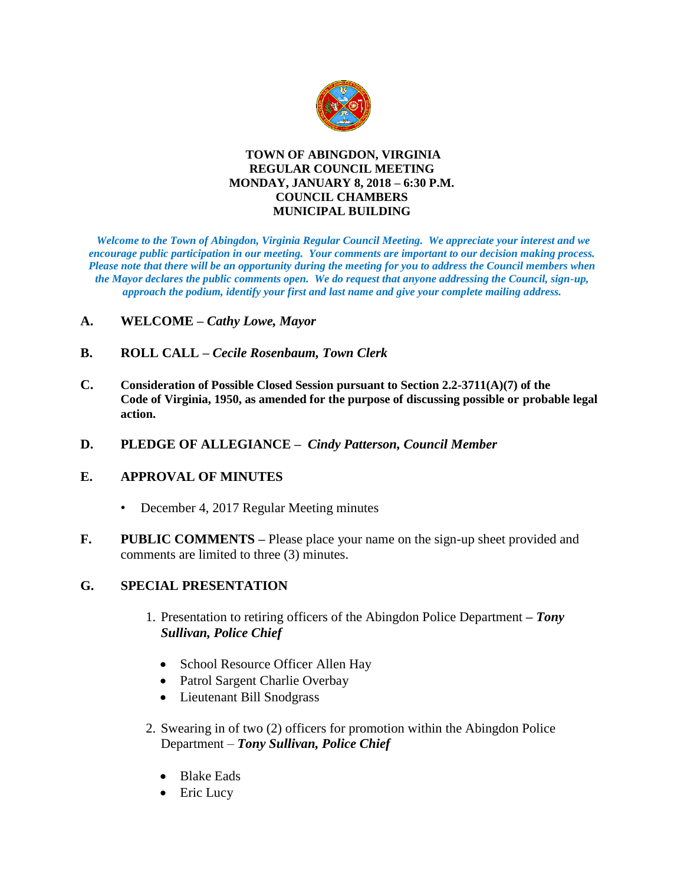**TOWN OF ABINGDON, VIRGINIA**
**REGULAR COUNCIL MEETING**
**MONDAY, JANUARY 8, 2018 – 6:30 P.M.**
**COUNCIL CHAMBERS**
**MUNICIPAL BUILDING**

***Welcome to the Town of Abingdon, Virginia Regular Council Meeting. We appreciate your interest and we encourage public participation in our meeting. Your comments are important to our decision making process. Please note that there will be an opportunity during the meeting for you to address the Council members when the Mayor declares the public comments open. We do request that anyone addressing the Council, sign-up, approach the podium, identify your first and last name and give your complete mailing address.***

**A. WELCOME –** ***Cathy Lowe, Mayor***

**B. ROLL CALL –** ***Cecile Rosenbaum, Town Clerk***

**C. Consideration of Possible Closed Session pursuant to Section 2.2-3711(A)(7) of the Code of Virginia, 1950, as amended for the purpose of discussing possible or probable legal action.**

**D. PLEDGE OF ALLEGIANCE –** ***Cindy Patterson, Council Member***

**E. APPROVAL OF MINUTES**

- December 4, 2017 Regular Meeting minutes

**F. PUBLIC COMMENTS –** Please place your name on the sign-up sheet provided and comments are limited to three (3) minutes.

**G. SPECIAL PRESENTATION**

1. Presentation to retiring officers of the Abingdon Police Department **–** ***Tony Sullivan, Police Chief***
   - School Resource Officer Allen Hay
   - Patrol Sargent Charlie Overbay
   - Lieutenant Bill Snodgrass

2. Swearing in of two (2) officers for promotion within the Abingdon Police Department – ***Tony Sullivan, Police Chief***
   - Blake Eads
   - Eric Lucy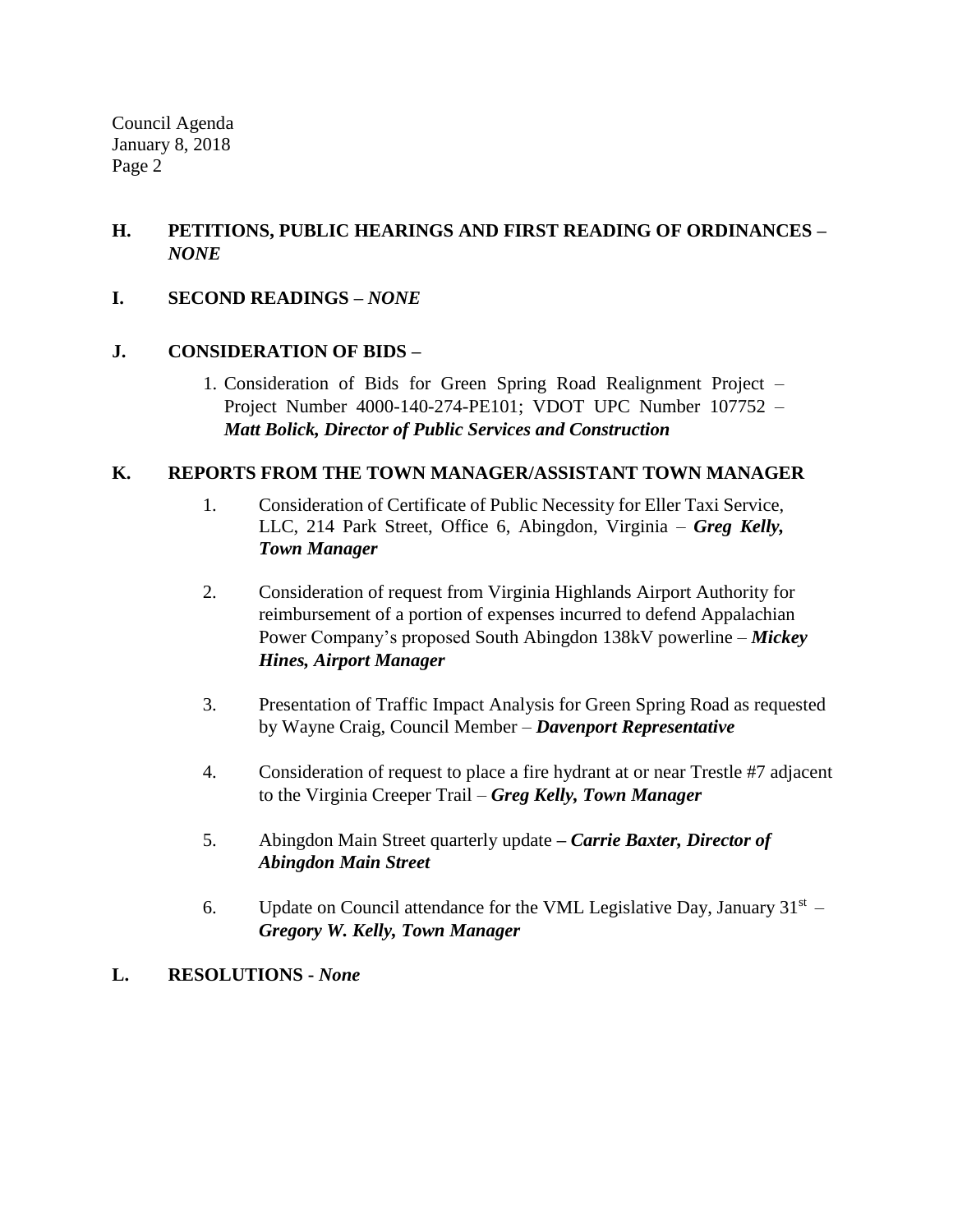## H. PETITIONS, PUBLIC HEARINGS AND FIRST READING OF ORDINANCES – *NONE*

## I. SECOND READINGS – *NONE*

## J. CONSIDERATION OF BIDS –

1. Consideration of Bids for Green Spring Road Realignment Project – Project Number 4000-140-274-PE101; VDOT UPC Number 107752 – ***Matt Bolick, Director of Public Services and Construction***

## K. REPORTS FROM THE TOWN MANAGER/ASSISTANT TOWN MANAGER

1. Consideration of Certificate of Public Necessity for Eller Taxi Service, LLC, 214 Park Street, Office 6, Abingdon, Virginia – ***Greg Kelly, Town Manager***

2. Consideration of request from Virginia Highlands Airport Authority for reimbursement of a portion of expenses incurred to defend Appalachian Power Company's proposed South Abingdon 138kV powerline – ***Mickey Hines, Airport Manager***

3. Presentation of Traffic Impact Analysis for Green Spring Road as requested by Wayne Craig, Council Member – ***Davenport Representative***

4. Consideration of request to place a fire hydrant at or near Trestle #7 adjacent to the Virginia Creeper Trail – ***Greg Kelly, Town Manager***

5. Abingdon Main Street quarterly update **–** ***Carrie Baxter, Director of Abingdon Main Street***

6. Update on Council attendance for the VML Legislative Day, January 31st – ***Gregory W. Kelly, Town Manager***

## L. RESOLUTIONS - *None*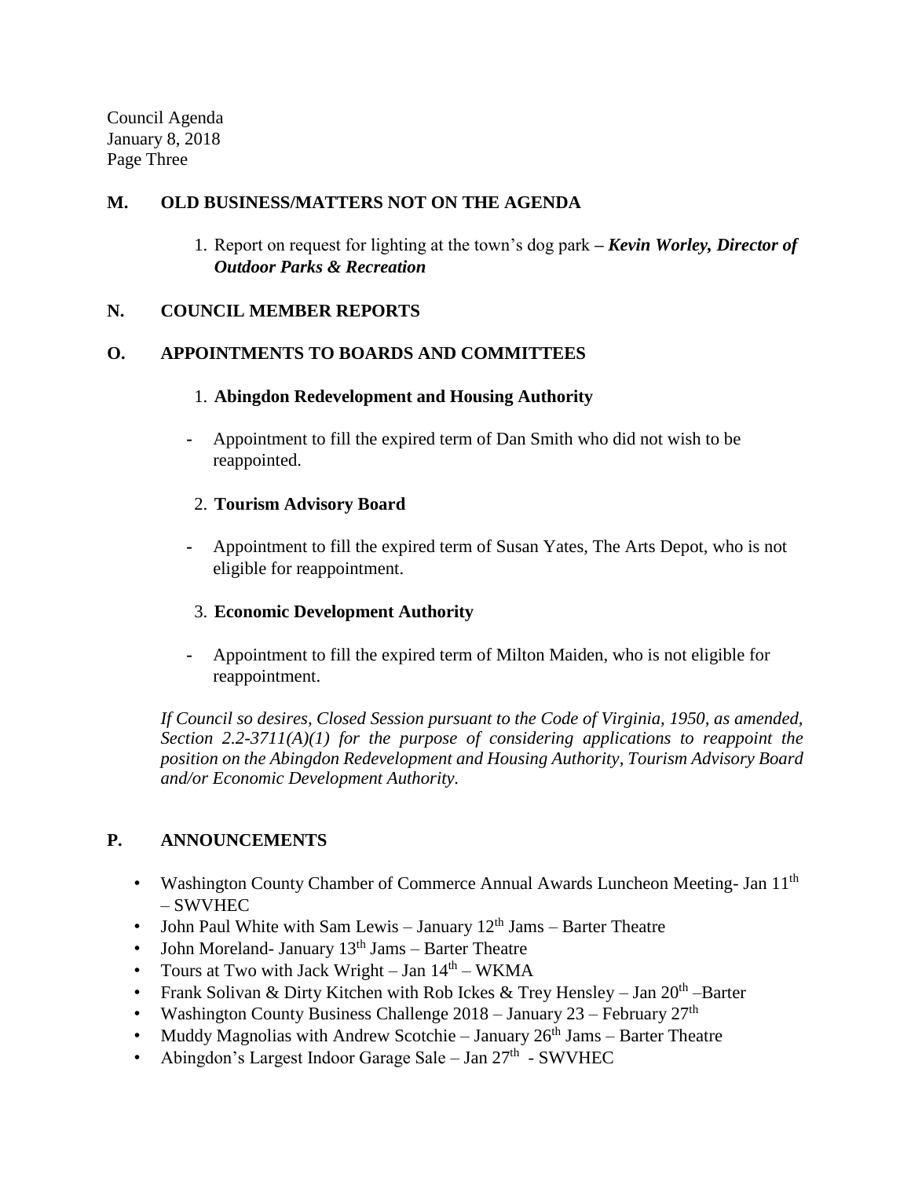## M. OLD BUSINESS/MATTERS NOT ON THE AGENDA

1. Report on request for lighting at the town's dog park *– **Kevin Worley, Director of Outdoor Parks & Recreation***

## N. COUNCIL MEMBER REPORTS

## O. APPOINTMENTS TO BOARDS AND COMMITTEES

1. **Abingdon Redevelopment and Housing Authority**

- Appointment to fill the expired term of Dan Smith who did not wish to be reappointed.

2. **Tourism Advisory Board**

- Appointment to fill the expired term of Susan Yates, The Arts Depot, who is not eligible for reappointment.

3. **Economic Development Authority**

- Appointment to fill the expired term of Milton Maiden, who is not eligible for reappointment.

*If Council so desires, Closed Session pursuant to the Code of Virginia, 1950, as amended, Section 2.2-3711(A)(1) for the purpose of considering applications to reappoint the position on the Abingdon Redevelopment and Housing Authority, Tourism Advisory Board and/or Economic Development Authority.*

## P. ANNOUNCEMENTS

- Washington County Chamber of Commerce Annual Awards Luncheon Meeting- Jan 11th – SWVHEC
- John Paul White with Sam Lewis – January 12th Jams – Barter Theatre
- John Moreland- January 13th Jams – Barter Theatre
- Tours at Two with Jack Wright – Jan 14th – WKMA
- Frank Solivan & Dirty Kitchen with Rob Ickes & Trey Hensley – Jan 20th –Barter
- Washington County Business Challenge 2018 – January 23 – February 27th
- Muddy Magnolias with Andrew Scotchie – January 26th Jams – Barter Theatre
- Abingdon's Largest Indoor Garage Sale – Jan 27th - SWVHEC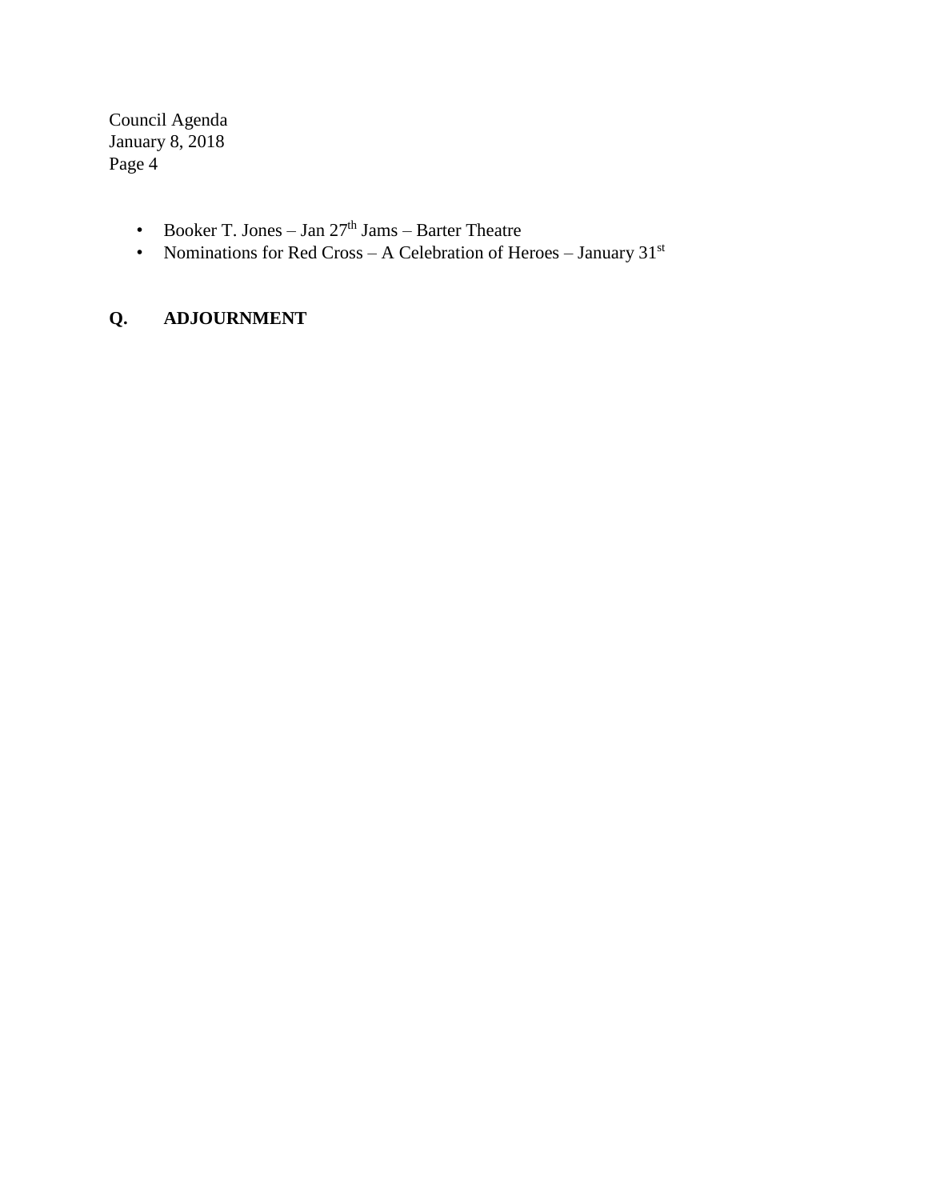- Booker T. Jones – Jan 27th Jams – Barter Theatre
- Nominations for Red Cross – A Celebration of Heroes – January 31st

**Q. ADJOURNMENT**